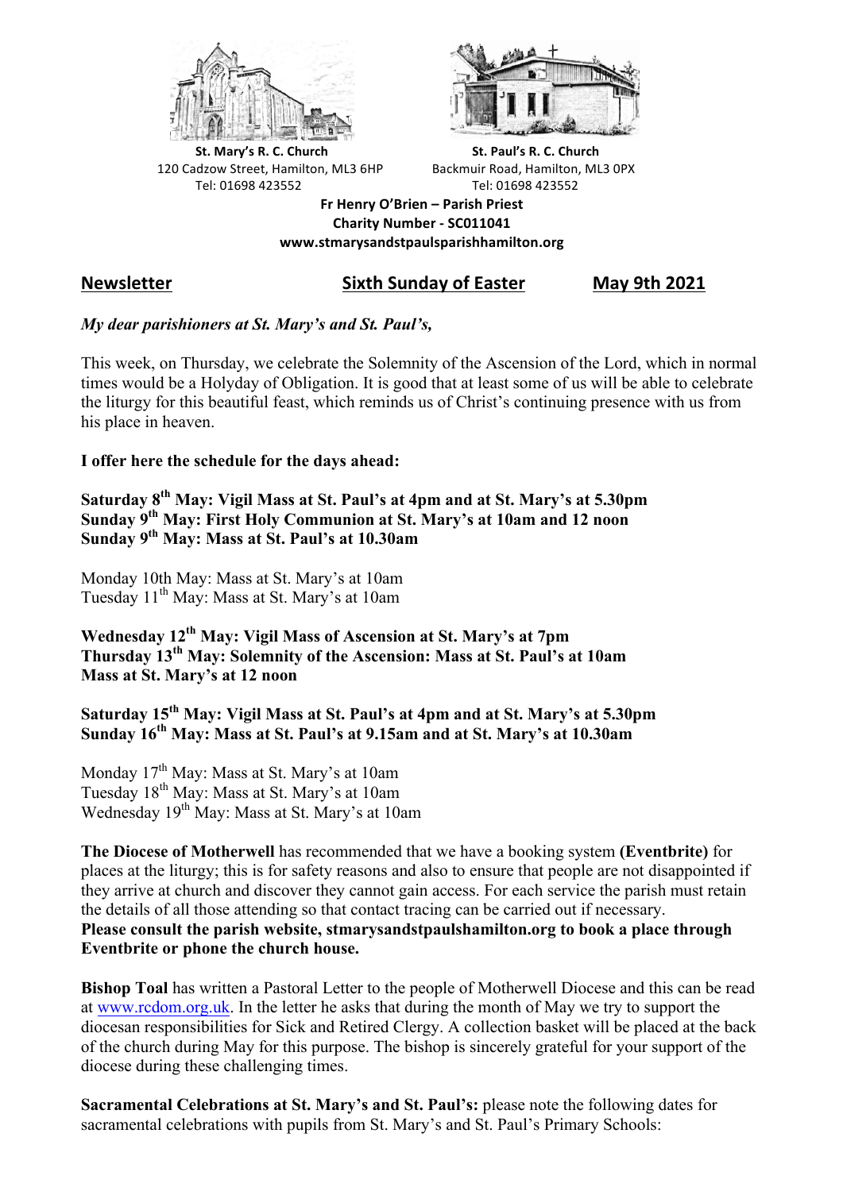**St. Mary's R. C. Church**
120 Cadzow Street, Hamilton, ML3 6HP
Tel: 01698 423552

**St. Paul's R. C. Church**
Backmuir Road, Hamilton, ML3 0PX
Tel: 01698 423552

**Fr Henry O'Brien – Parish Priest**
**Charity Number - SC011041**
**www.stmarysandstpaulsparishhamilton.org**

## Newsletter — Sixth Sunday of Easter — May 9th 2021

*My dear parishioners at St. Mary's and St. Paul's,*

This week, on Thursday, we celebrate the Solemnity of the Ascension of the Lord, which in normal times would be a Holyday of Obligation. It is good that at least some of us will be able to celebrate the liturgy for this beautiful feast, which reminds us of Christ's continuing presence with us from his place in heaven.

**I offer here the schedule for the days ahead:**

**Saturday 8th May: Vigil Mass at St. Paul's at 4pm and at St. Mary's at 5.30pm**
**Sunday 9th May: First Holy Communion at St. Mary's at 10am and 12 noon**
**Sunday 9th May: Mass at St. Paul's at 10.30am**

Monday 10th May: Mass at St. Mary's at 10am
Tuesday 11th May: Mass at St. Mary's at 10am

**Wednesday 12th May: Vigil Mass of Ascension at St. Mary's at 7pm**
**Thursday 13th May: Solemnity of the Ascension: Mass at St. Paul's at 10am**
**Mass at St. Mary's at 12 noon**

**Saturday 15th May: Vigil Mass at St. Paul's at 4pm and at St. Mary's at 5.30pm**
**Sunday 16th May: Mass at St. Paul's at 9.15am and at St. Mary's at 10.30am**

Monday 17th May: Mass at St. Mary's at 10am
Tuesday 18th May: Mass at St. Mary's at 10am
Wednesday 19th May: Mass at St. Mary's at 10am

**The Diocese of Motherwell** has recommended that we have a booking system **(Eventbrite)** for places at the liturgy; this is for safety reasons and also to ensure that people are not disappointed if they arrive at church and discover they cannot gain access. For each service the parish must retain the details of all those attending so that contact tracing can be carried out if necessary.
**Please consult the parish website, stmarysandstpaulshamilton.org to book a place through Eventbrite or phone the church house.**

**Bishop Toal** has written a Pastoral Letter to the people of Motherwell Diocese and this can be read at www.rcdom.org.uk. In the letter he asks that during the month of May we try to support the diocesan responsibilities for Sick and Retired Clergy. A collection basket will be placed at the back of the church during May for this purpose. The bishop is sincerely grateful for your support of the diocese during these challenging times.

**Sacramental Celebrations at St. Mary's and St. Paul's:** please note the following dates for sacramental celebrations with pupils from St. Mary's and St. Paul's Primary Schools: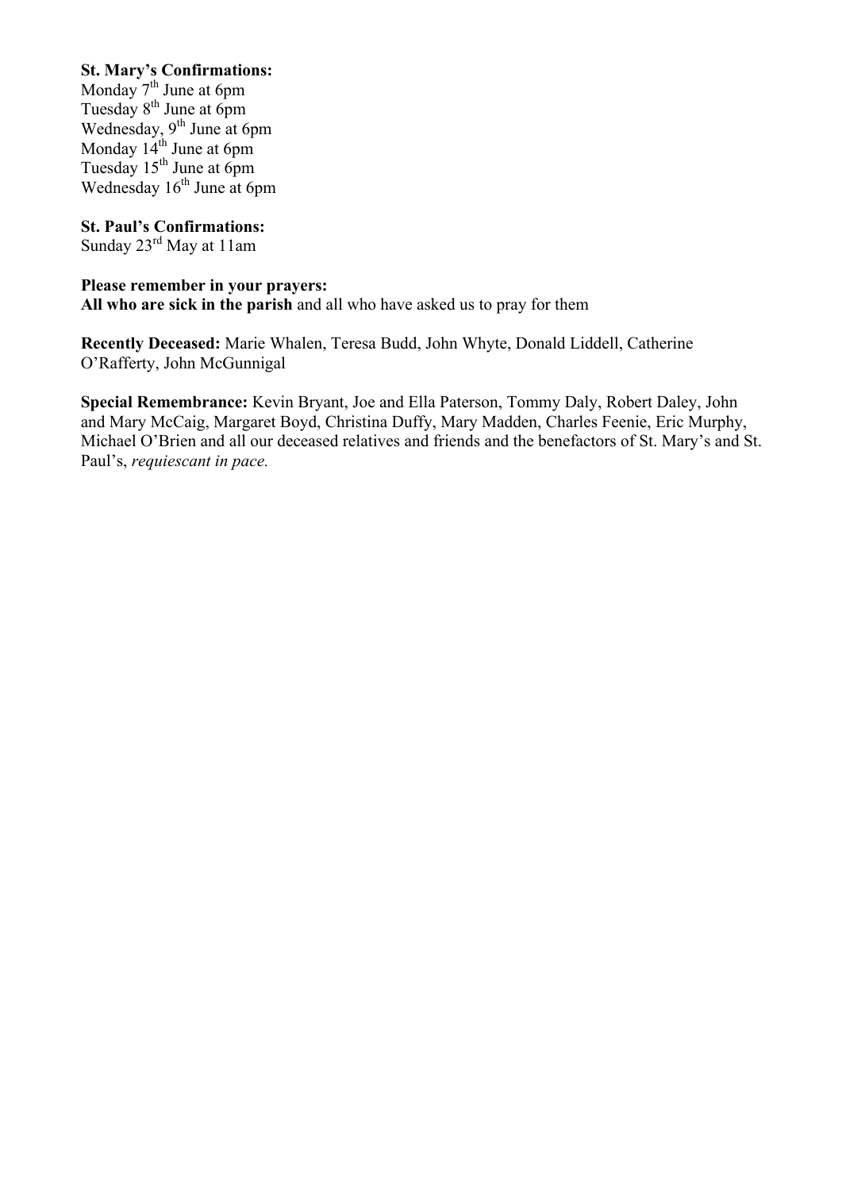**St. Mary's Confirmations:**
Monday 7th June at 6pm
Tuesday 8th June at 6pm
Wednesday, 9th June at 6pm
Monday 14th June at 6pm
Tuesday 15th June at 6pm
Wednesday 16th June at 6pm

**St. Paul's Confirmations:**
Sunday 23rd May at 11am

**Please remember in your prayers:**
**All who are sick in the parish** and all who have asked us to pray for them

**Recently Deceased:** Marie Whalen, Teresa Budd, John Whyte, Donald Liddell, Catherine O'Rafferty, John McGunnigal

**Special Remembrance:** Kevin Bryant, Joe and Ella Paterson, Tommy Daly, Robert Daley, John and Mary McCaig, Margaret Boyd, Christina Duffy, Mary Madden, Charles Feenie, Eric Murphy, Michael O'Brien and all our deceased relatives and friends and the benefactors of St. Mary's and St. Paul's, *requiescant in pace.*